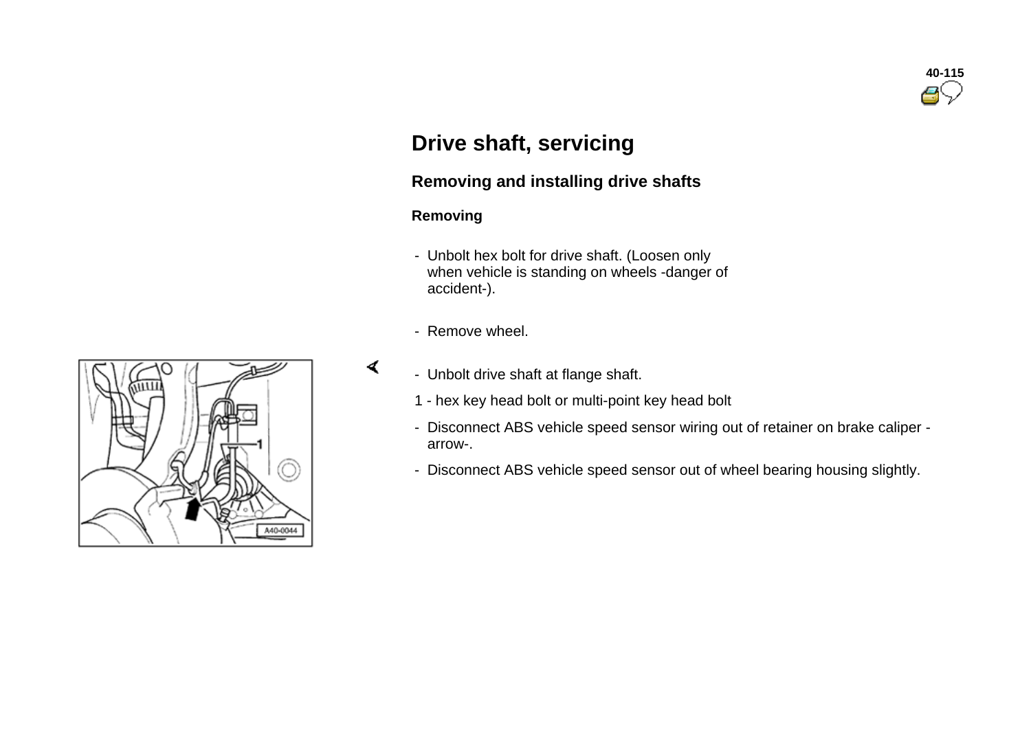# Drive shaft, servicing

## Removing and installing drive shafts

### Removing

- Unbolt hex bolt for drive shaft. (Loosen only when vehicle is standing on wheels -danger of accident-).
- Remove wheel.
- Unbolt drive shaft at flange shaft.

1 - hex key head bolt or multi-point key head bolt

- Disconnect ABS vehicle speed sensor wiring out of retainer on brake caliper -arrow-.
- Disconnect ABS vehicle speed sensor out of wheel bearing housing slightly.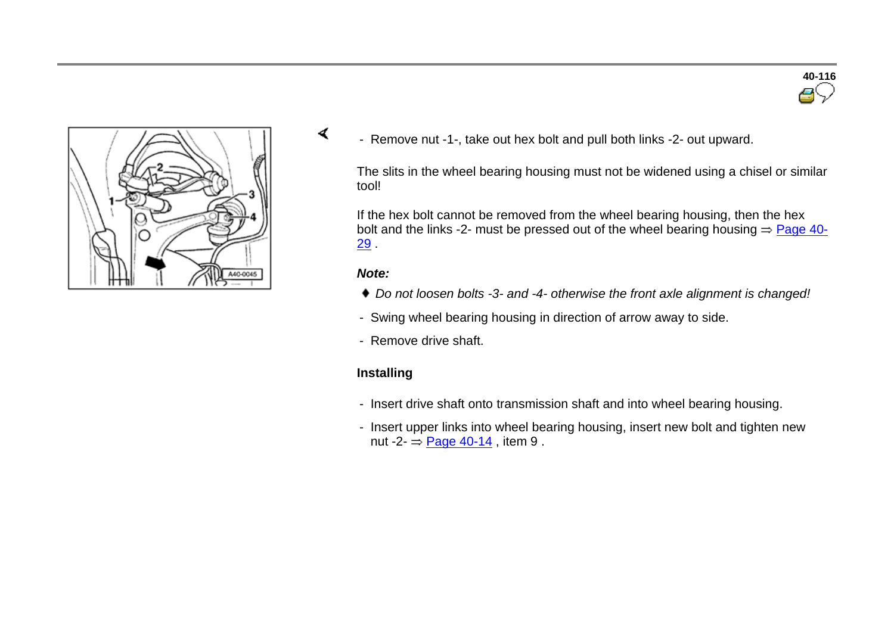- Remove nut -1-, take out hex bolt and pull both links -2- out upward.

The slits in the wheel bearing housing must not be widened using a chisel or similar tool!

If the hex bolt cannot be removed from the wheel bearing housing, then the hex bolt and the links -2- must be pressed out of the wheel bearing housing ⇒ Page 40-29 .

***Note:***

- *Do not loosen bolts -3- and -4- otherwise the front axle alignment is changed!*

- Swing wheel bearing housing in direction of arrow away to side.
- Remove drive shaft.

**Installing**

- Insert drive shaft onto transmission shaft and into wheel bearing housing.
- Insert upper links into wheel bearing housing, insert new bolt and tighten new nut -2- ⇒ Page 40-14 , item 9 .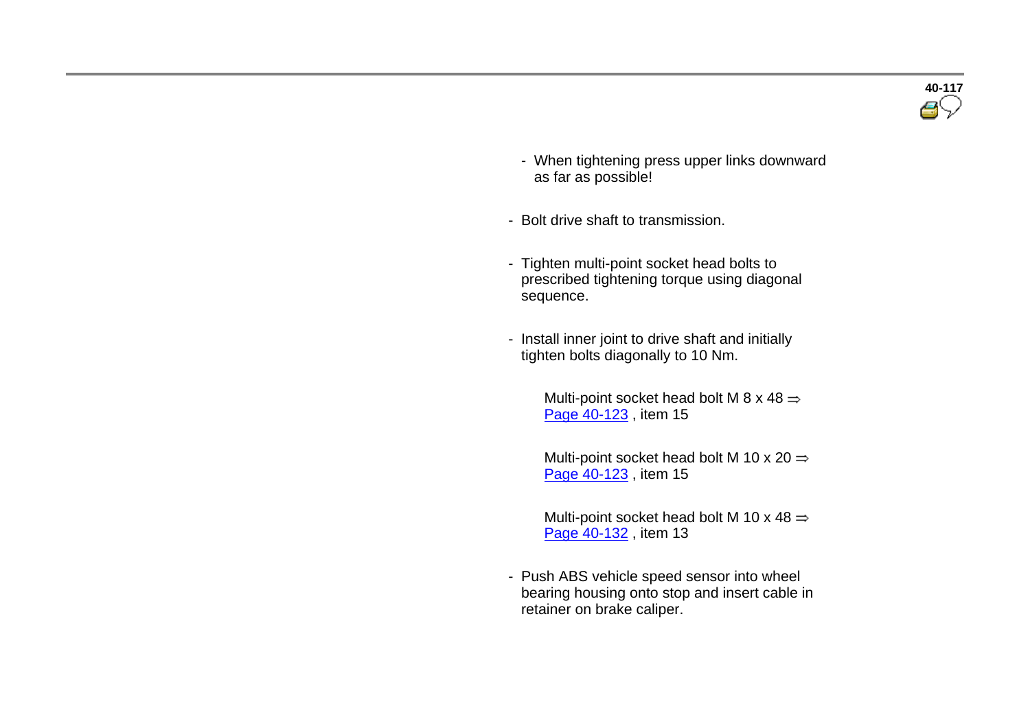- When tightening press upper links downward as far as possible!

- Bolt drive shaft to transmission.

- Tighten multi-point socket head bolts to prescribed tightening torque using diagonal sequence.

- Install inner joint to drive shaft and initially tighten bolts diagonally to 10 Nm.

  Multi-point socket head bolt M 8 x 48 ⇒ Page 40-123 , item 15

  Multi-point socket head bolt M 10 x 20 ⇒ Page 40-123 , item 15

  Multi-point socket head bolt M 10 x 48 ⇒ Page 40-132 , item 13

- Push ABS vehicle speed sensor into wheel bearing housing onto stop and insert cable in retainer on brake caliper.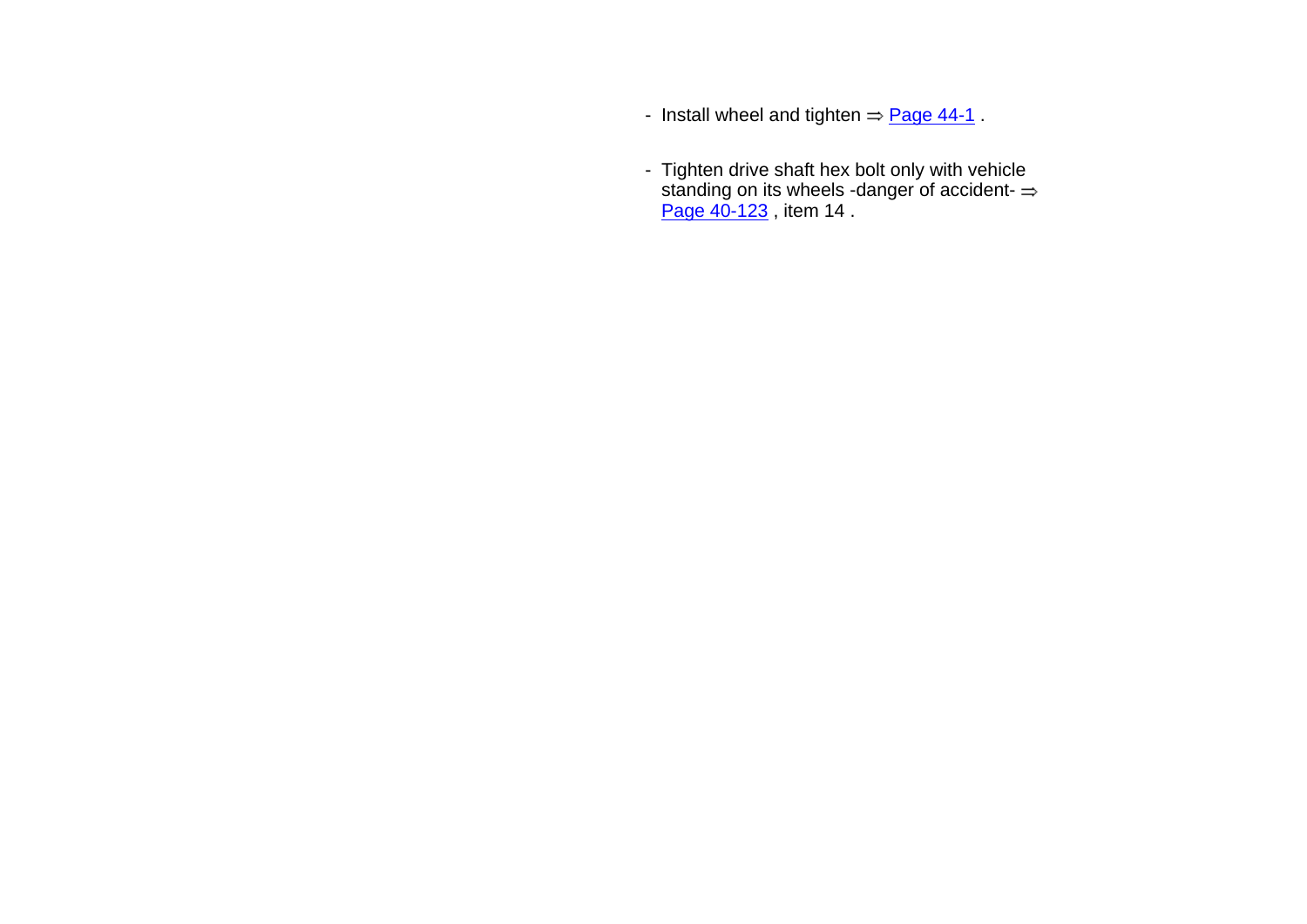- Install wheel and tighten ⇒ Page 44-1 .
- Tighten drive shaft hex bolt only with vehicle standing on its wheels -danger of accident- ⇒ Page 40-123 , item 14 .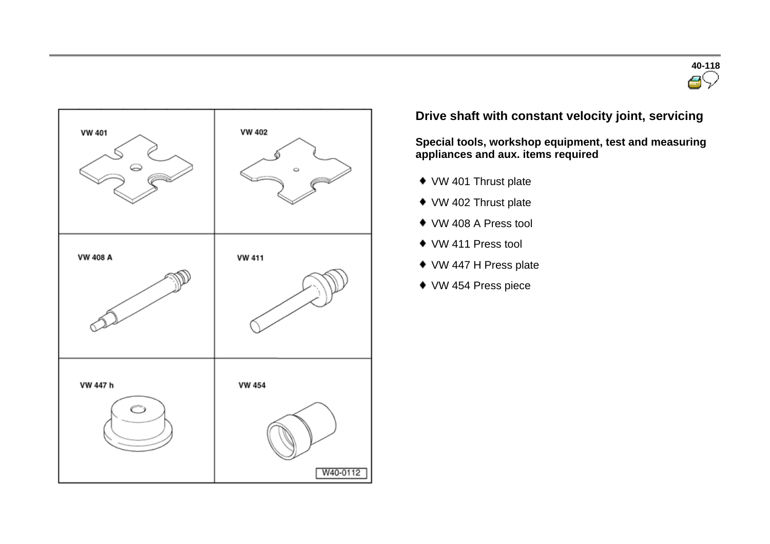## Drive shaft with constant velocity joint, servicing

**Special tools, workshop equipment, test and measuring appliances and aux. items required**

- VW 401 Thrust plate
- VW 402 Thrust plate
- VW 408 A Press tool
- VW 411 Press tool
- VW 447 H Press plate
- VW 454 Press piece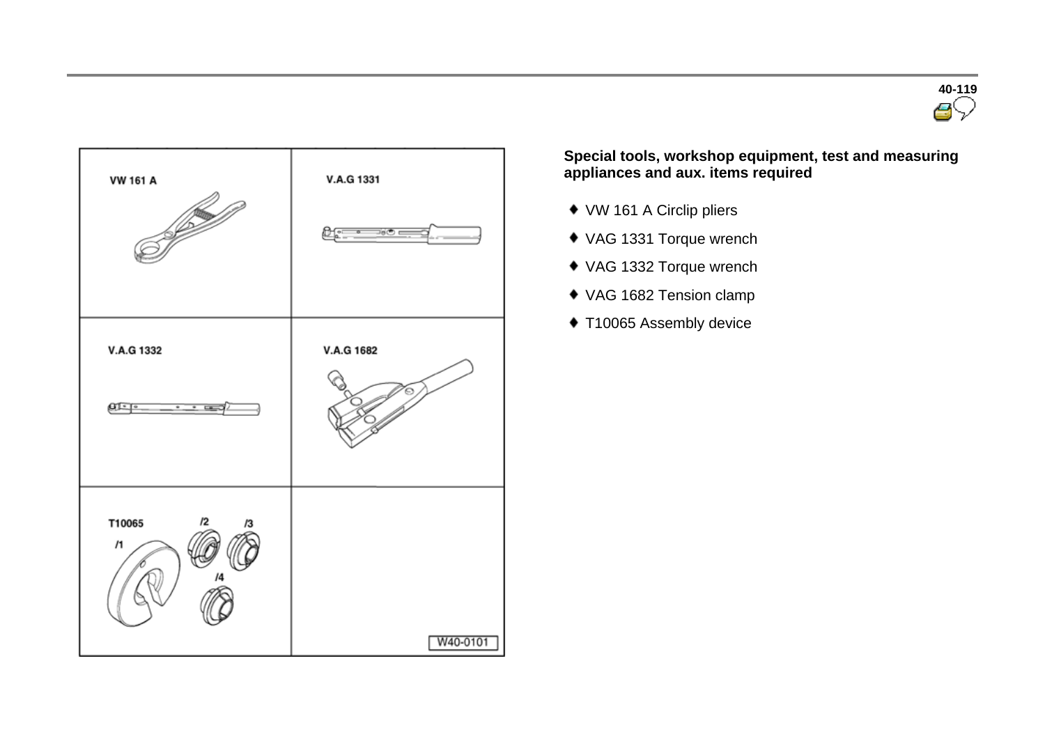**Special tools, workshop equipment, test and measuring appliances and aux. items required**

- VW 161 A Circlip pliers
- VAG 1331 Torque wrench
- VAG 1332 Torque wrench
- VAG 1682 Tension clamp
- T10065 Assembly device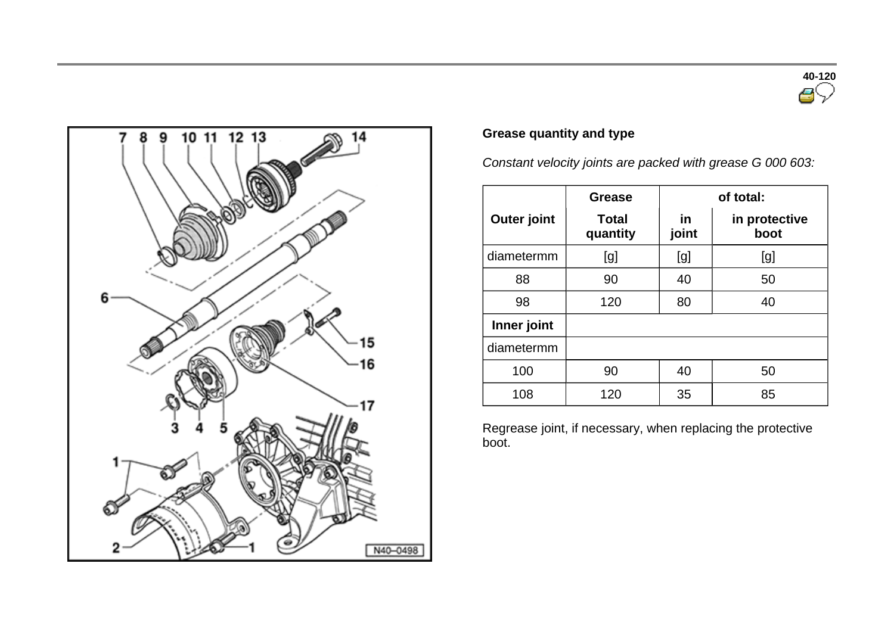### Grease quantity and type

*Constant velocity joints are packed with grease G 000 603:*

| Outer joint | Grease Total quantity | of total: in joint | in protective boot |
| --- | --- | --- | --- |
| diametermm | [g] | [g] | [g] |
| 88 | 90 | 40 | 50 |
| 98 | 120 | 80 | 40 |
| **Inner joint** | | | |
| diametermm | | | |
| 100 | 90 | 40 | 50 |
| 108 | 120 | 35 | 85 |

Regrease joint, if necessary, when replacing the protective boot.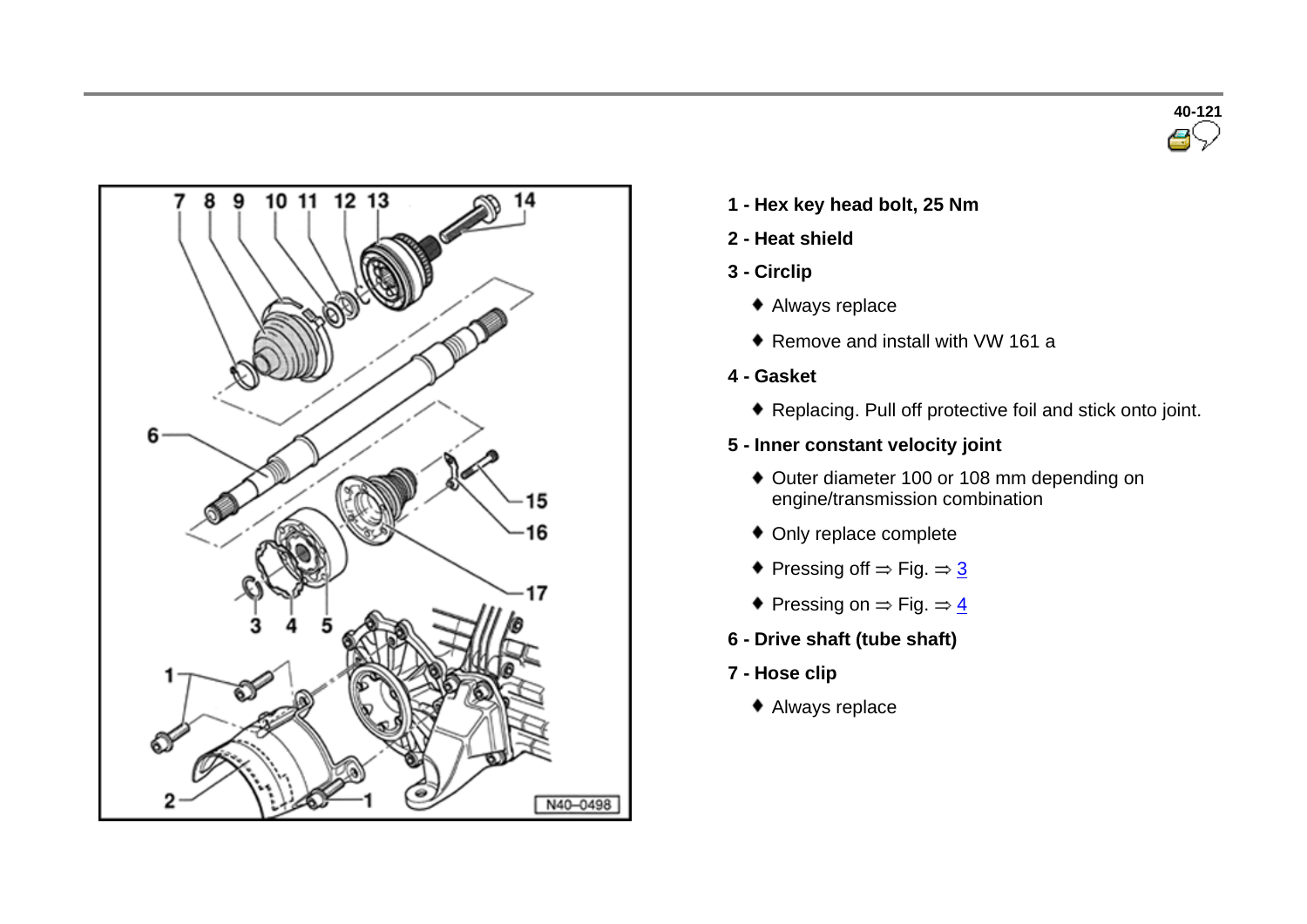**1 - Hex key head bolt, 25 Nm**

**2 - Heat shield**

**3 - Circlip**

- Always replace
- Remove and install with VW 161 a

**4 - Gasket**

- Replacing. Pull off protective foil and stick onto joint.

**5 - Inner constant velocity joint**

- Outer diameter 100 or 108 mm depending on engine/transmission combination
- Only replace complete
- Pressing off ⇒ Fig. ⇒ 3
- Pressing on ⇒ Fig. ⇒ 4

**6 - Drive shaft (tube shaft)**

**7 - Hose clip**

- Always replace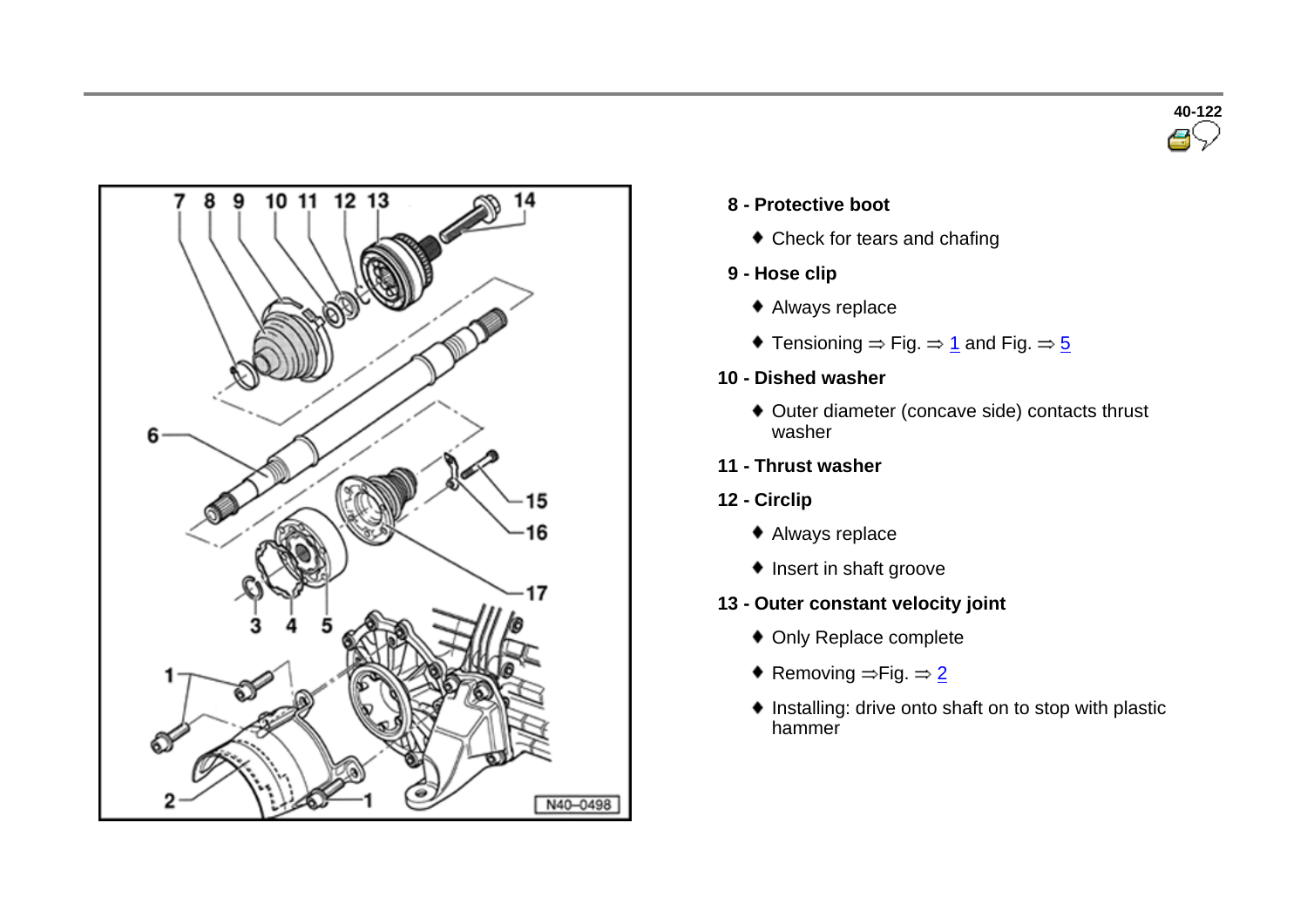**8 - Protective boot**

- Check for tears and chafing

**9 - Hose clip**

- Always replace
- Tensioning ⇒ Fig. ⇒ 1 and Fig. ⇒ 5

**10 - Dished washer**

- Outer diameter (concave side) contacts thrust washer

**11 - Thrust washer**

**12 - Circlip**

- Always replace
- Insert in shaft groove

**13 - Outer constant velocity joint**

- Only Replace complete
- Removing ⇒Fig. ⇒ 2
- Installing: drive onto shaft on to stop with plastic hammer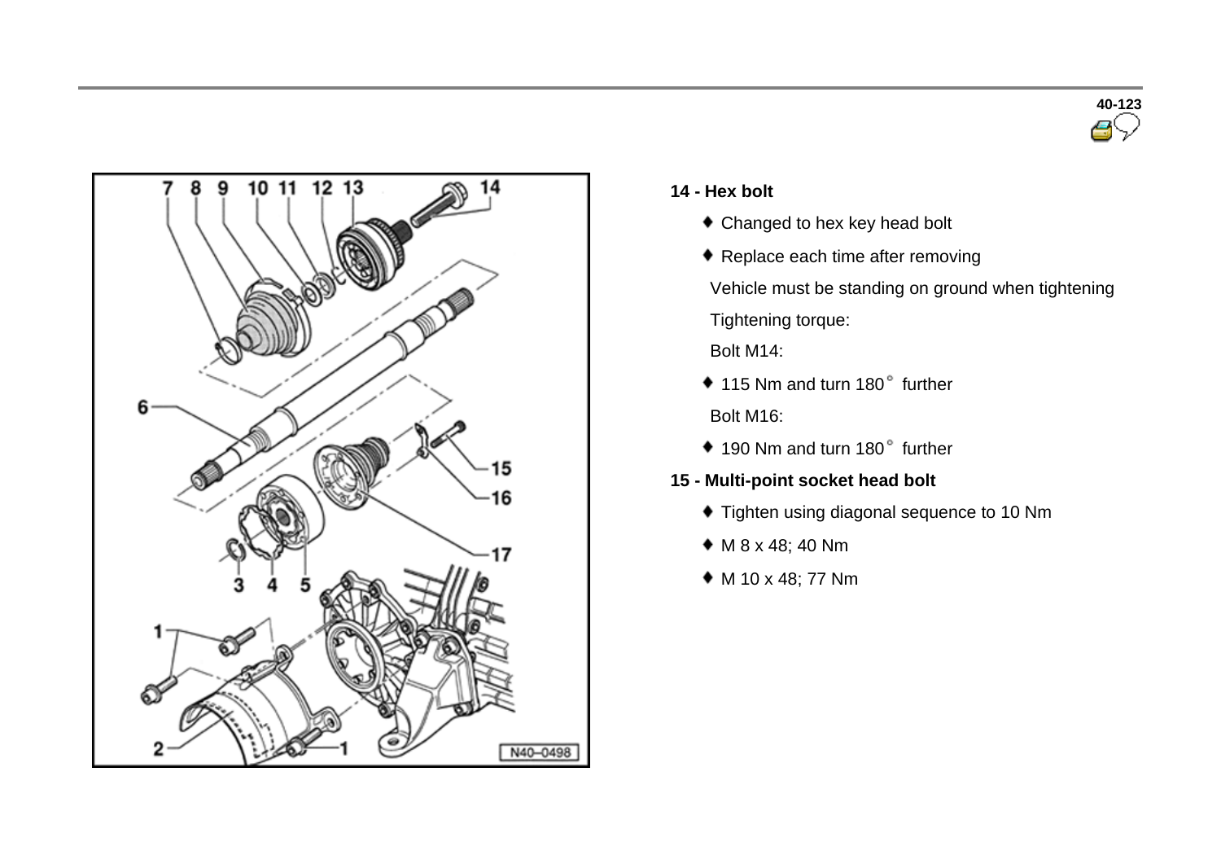**14 - Hex bolt**

- Changed to hex key head bolt
- Replace each time after removing

Vehicle must be standing on ground when tightening

Tightening torque:

Bolt M14:

- 115 Nm and turn 180° further

Bolt M16:

- 190 Nm and turn 180° further

**15 - Multi-point socket head bolt**

- Tighten using diagonal sequence to 10 Nm
- M 8 x 48; 40 Nm
- M 10 x 48; 77 Nm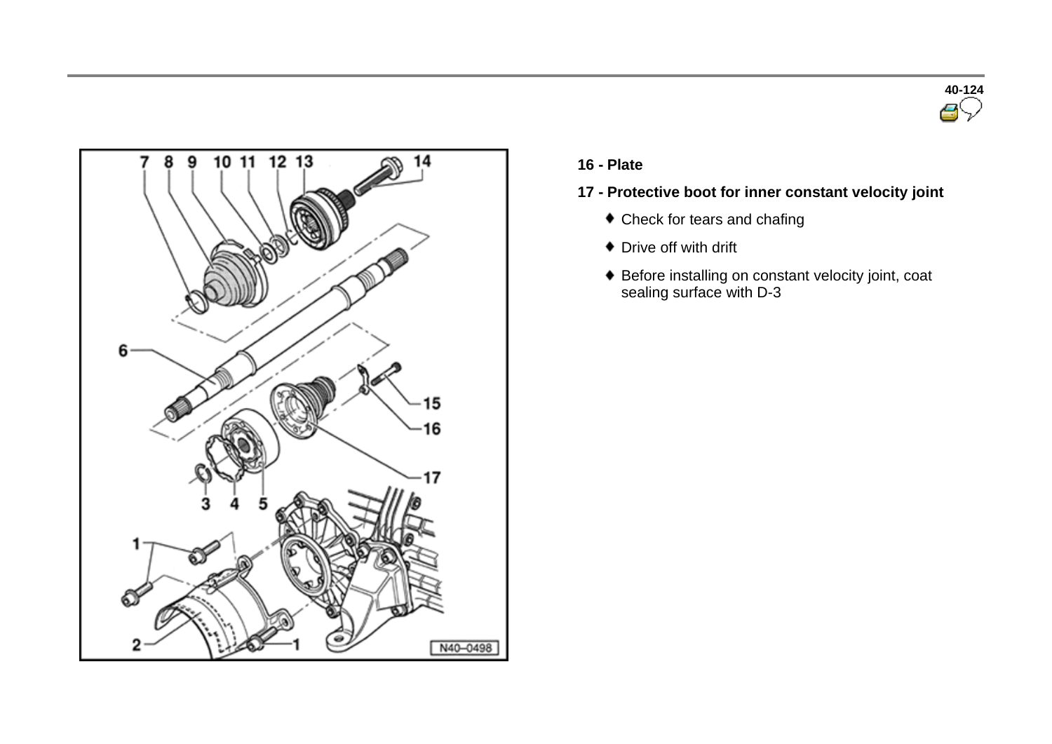**16 - Plate**

**17 - Protective boot for inner constant velocity joint**

- Check for tears and chafing
- Drive off with drift
- Before installing on constant velocity joint, coat sealing surface with D-3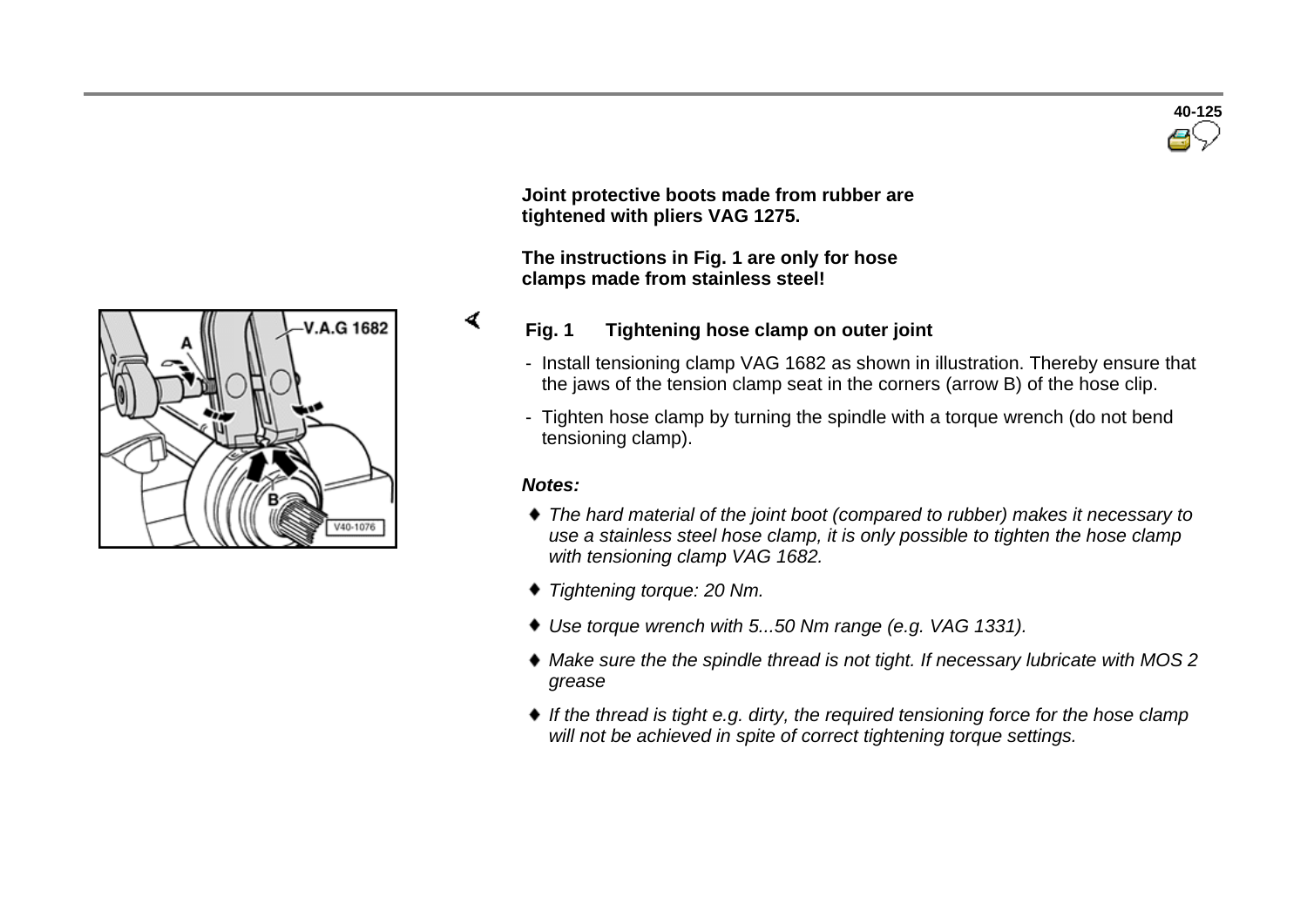**Joint protective boots made from rubber are tightened with pliers VAG 1275.**

**The instructions in Fig. 1 are only for hose clamps made from stainless steel!**

**Fig. 1 Tightening hose clamp on outer joint**

- Install tensioning clamp VAG 1682 as shown in illustration. Thereby ensure that the jaws of the tension clamp seat in the corners (arrow B) of the hose clip.
- Tighten hose clamp by turning the spindle with a torque wrench (do not bend tensioning clamp).

***Notes:***

- *The hard material of the joint boot (compared to rubber) makes it necessary to use a stainless steel hose clamp, it is only possible to tighten the hose clamp with tensioning clamp VAG 1682.*
- *Tightening torque: 20 Nm.*
- *Use torque wrench with 5...50 Nm range (e.g. VAG 1331).*
- *Make sure the the spindle thread is not tight. If necessary lubricate with MOS 2 grease*
- *If the thread is tight e.g. dirty, the required tensioning force for the hose clamp will not be achieved in spite of correct tightening torque settings.*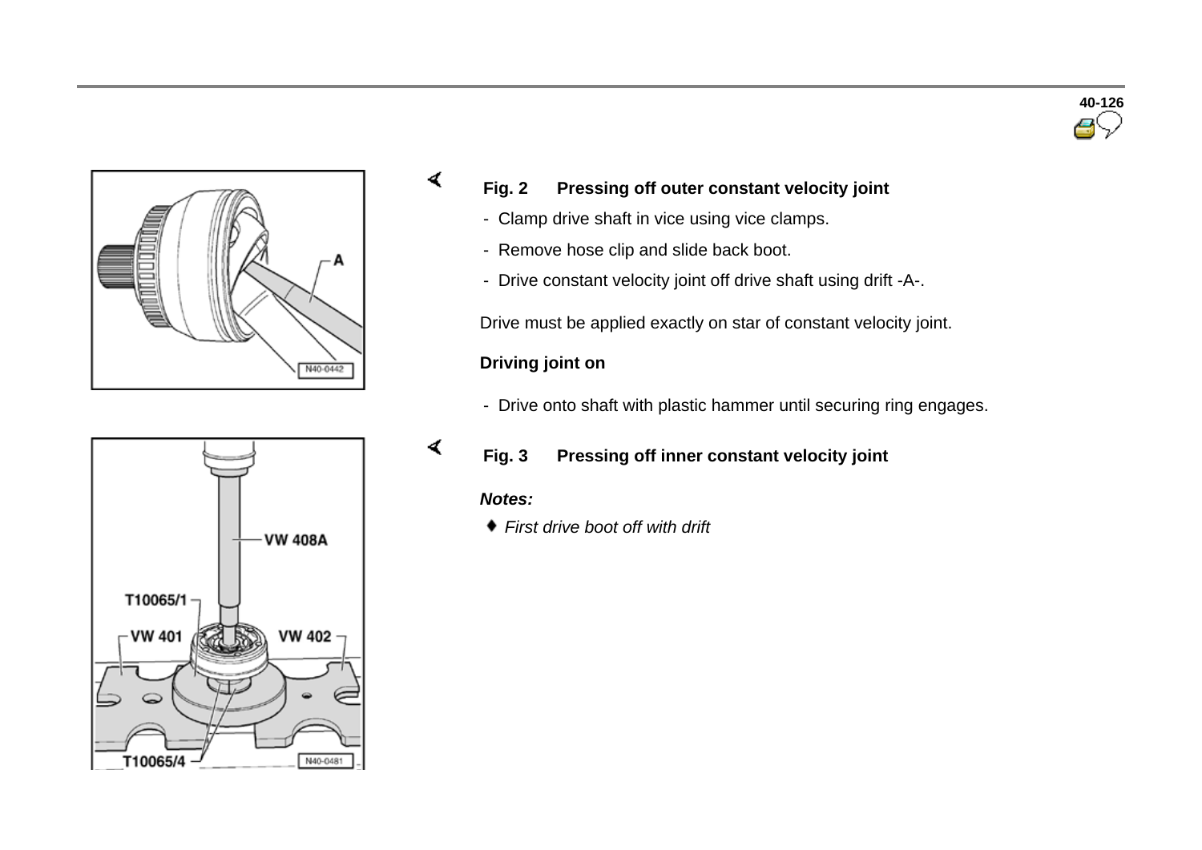### Fig. 2 Pressing off outer constant velocity joint

- Clamp drive shaft in vice using vice clamps.
- Remove hose clip and slide back boot.
- Drive constant velocity joint off drive shaft using drift -A-.

Drive must be applied exactly on star of constant velocity joint.

**Driving joint on**

- Drive onto shaft with plastic hammer until securing ring engages.

### Fig. 3 Pressing off inner constant velocity joint

***Notes:***

- *First drive boot off with drift*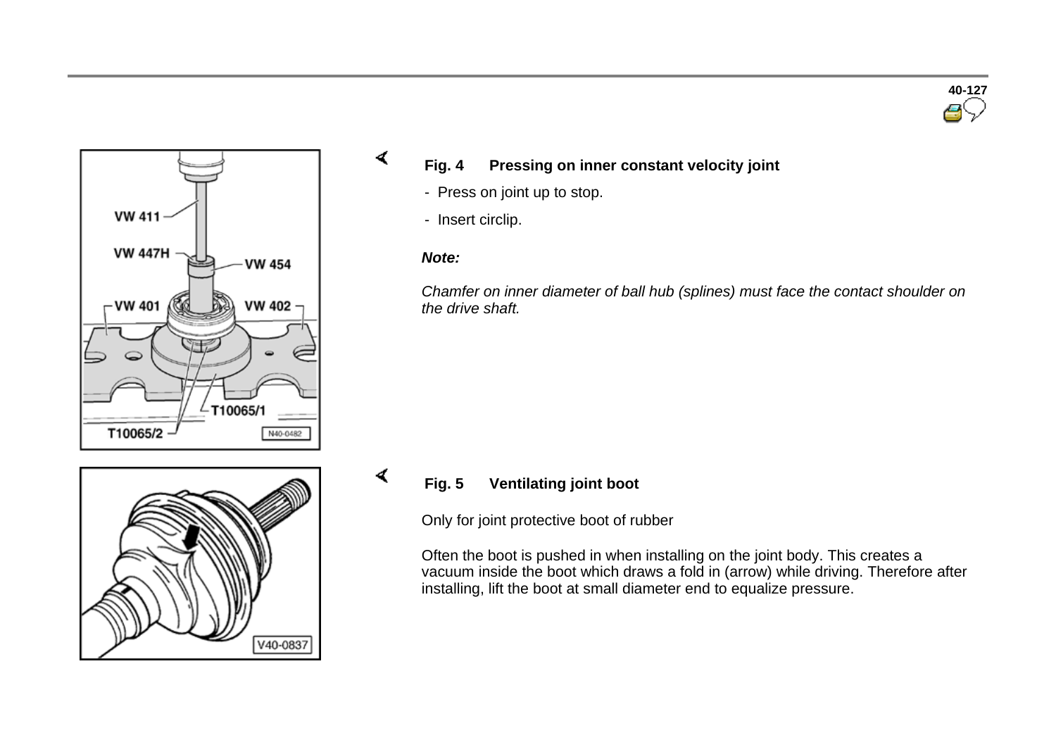### Fig. 4 Pressing on inner constant velocity joint

- Press on joint up to stop.
- Insert circlip.

***Note:***

*Chamfer on inner diameter of ball hub (splines) must face the contact shoulder on the drive shaft.*

### Fig. 5 Ventilating joint boot

Only for joint protective boot of rubber

Often the boot is pushed in when installing on the joint body. This creates a vacuum inside the boot which draws a fold in (arrow) while driving. Therefore after installing, lift the boot at small diameter end to equalize pressure.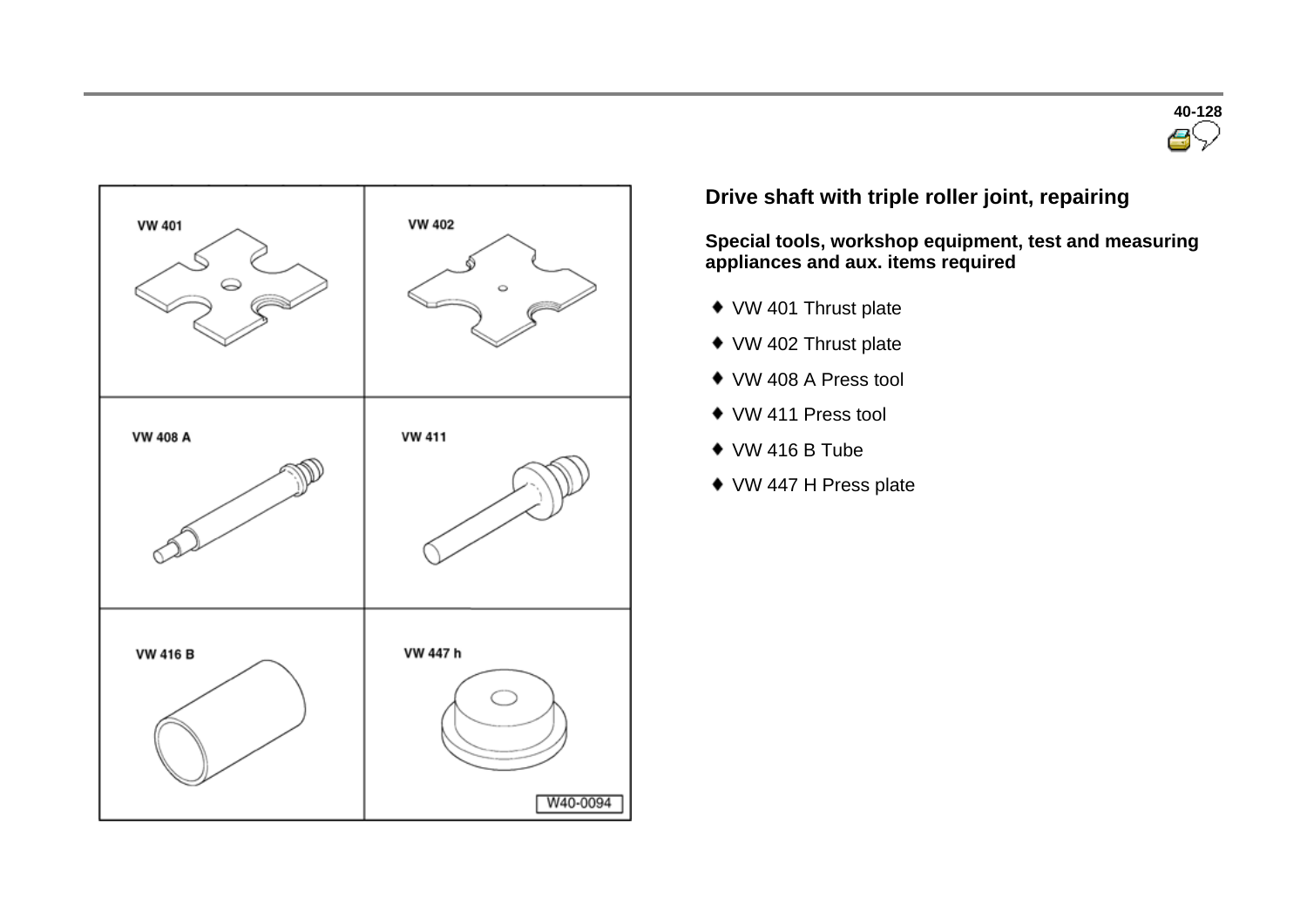## Drive shaft with triple roller joint, repairing

**Special tools, workshop equipment, test and measuring appliances and aux. items required**

- VW 401 Thrust plate
- VW 402 Thrust plate
- VW 408 A Press tool
- VW 411 Press tool
- VW 416 B Tube
- VW 447 H Press plate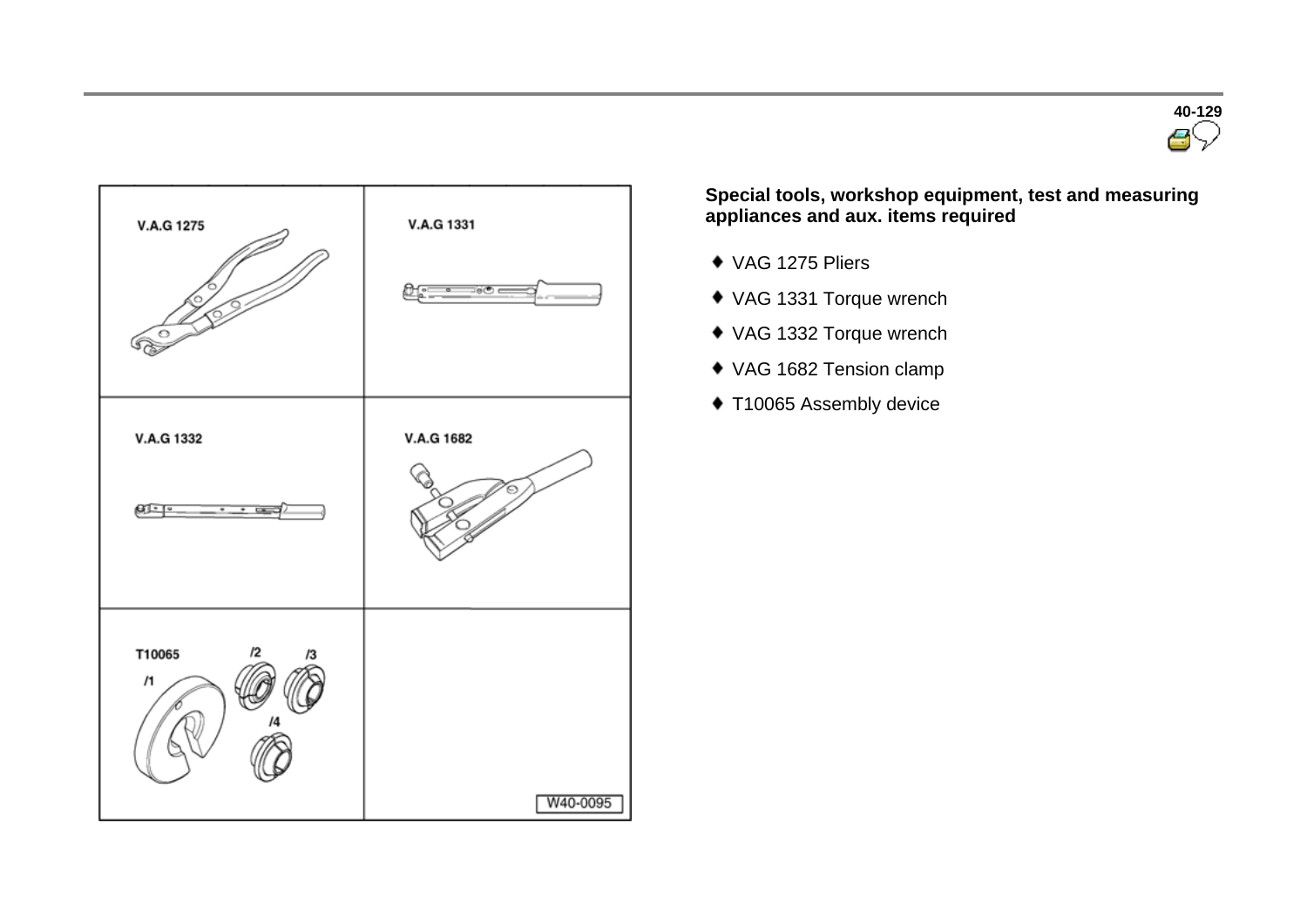**Special tools, workshop equipment, test and measuring appliances and aux. items required**

- VAG 1275 Pliers
- VAG 1331 Torque wrench
- VAG 1332 Torque wrench
- VAG 1682 Tension clamp
- T10065 Assembly device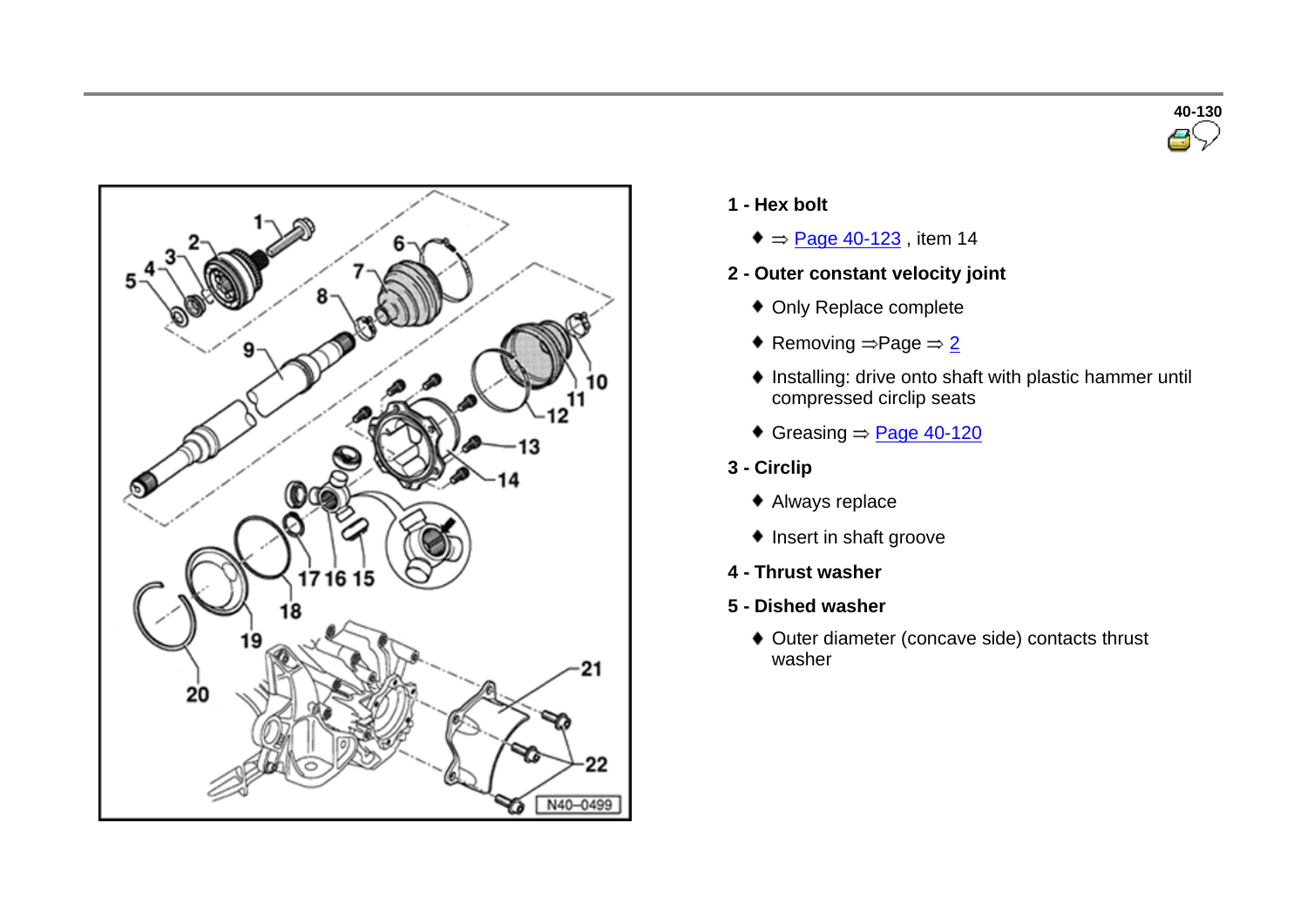**1 - Hex bolt**

- ⇒ Page 40-123 , item 14

**2 - Outer constant velocity joint**

- Only Replace complete
- Removing ⇒Page ⇒ 2
- Installing: drive onto shaft with plastic hammer until compressed circlip seats
- Greasing ⇒ Page 40-120

**3 - Circlip**

- Always replace
- Insert in shaft groove

**4 - Thrust washer**

**5 - Dished washer**

- Outer diameter (concave side) contacts thrust washer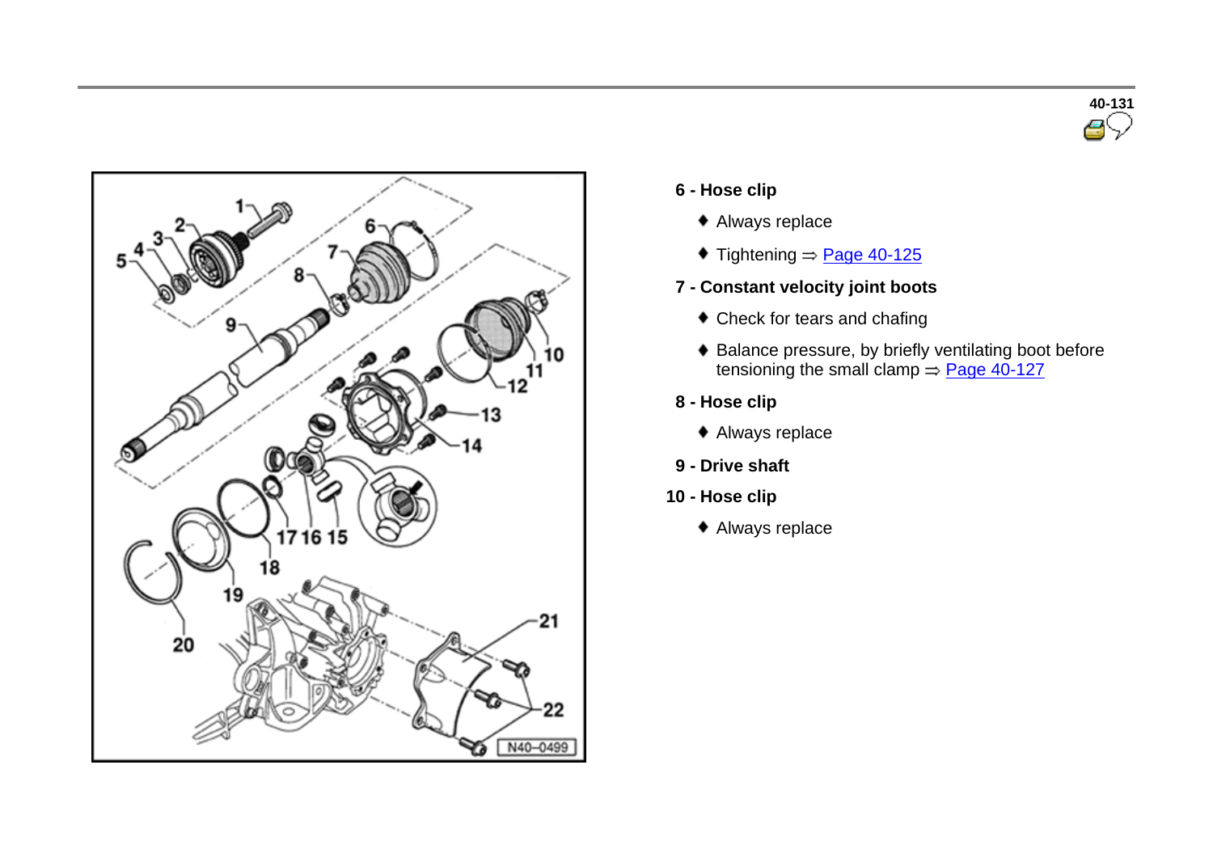**6 - Hose clip**

- Always replace
- Tightening ⇒ Page 40-125

**7 - Constant velocity joint boots**

- Check for tears and chafing
- Balance pressure, by briefly ventilating boot before tensioning the small clamp ⇒ Page 40-127

**8 - Hose clip**

- Always replace

**9 - Drive shaft**

**10 - Hose clip**

- Always replace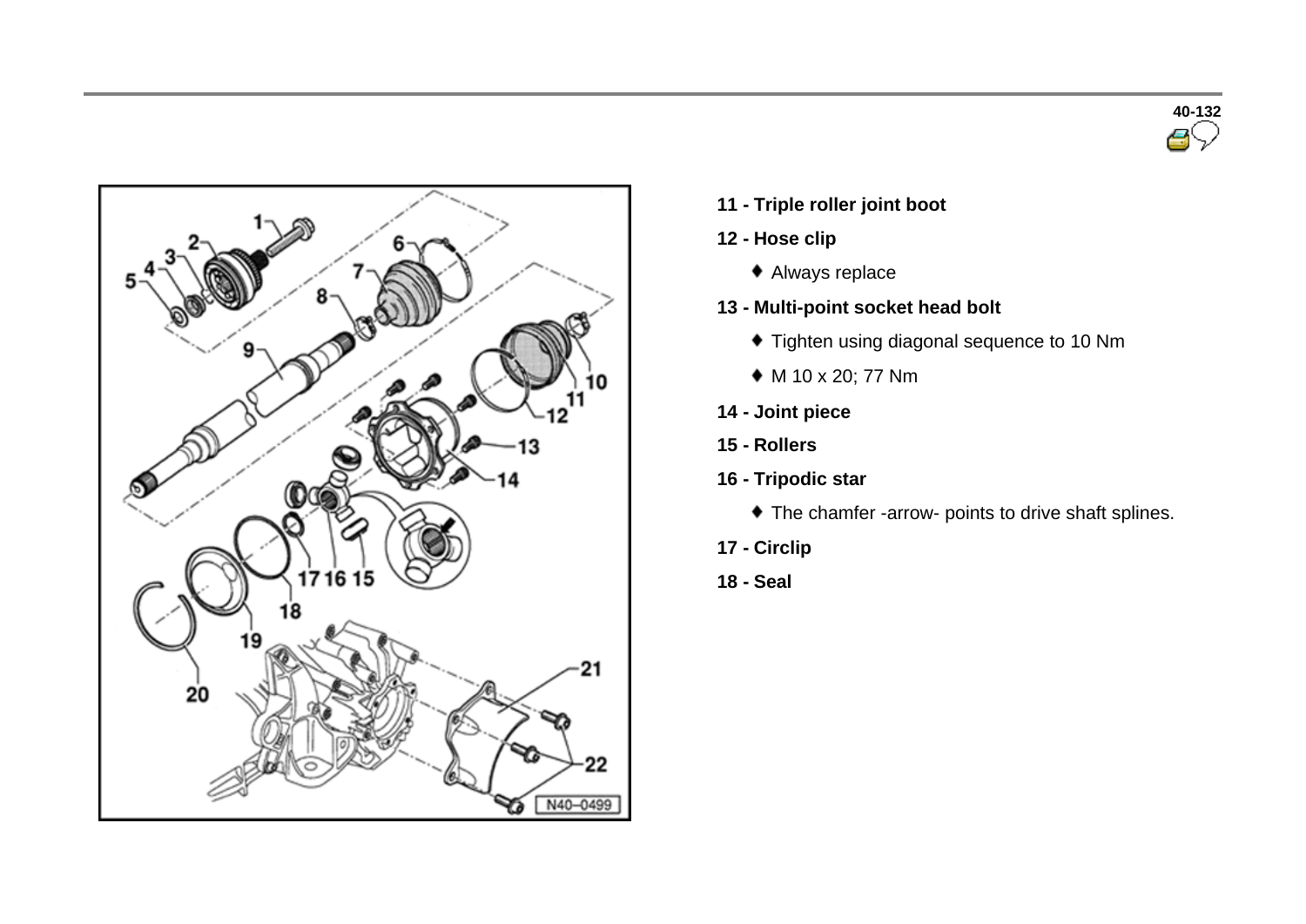**11 - Triple roller joint boot**

**12 - Hose clip**

- Always replace

**13 - Multi-point socket head bolt**

- Tighten using diagonal sequence to 10 Nm
- M 10 x 20; 77 Nm

**14 - Joint piece**

**15 - Rollers**

**16 - Tripodic star**

- The chamfer -arrow- points to drive shaft splines.

**17 - Circlip**

**18 - Seal**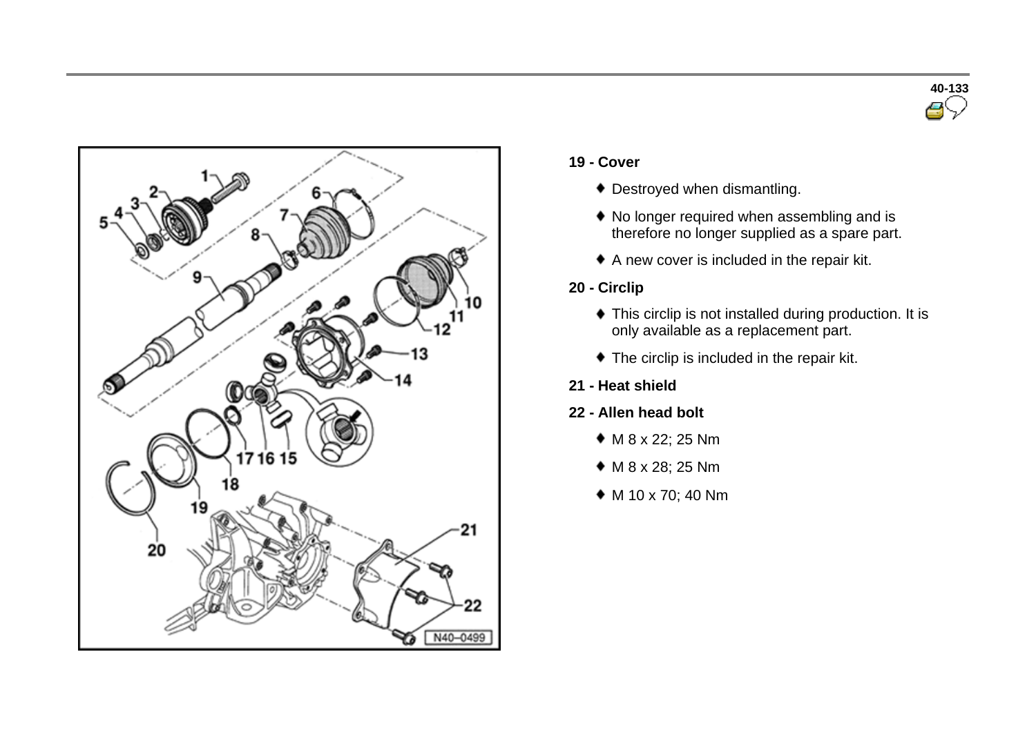**19 - Cover**

- ♦ Destroyed when dismantling.
- ♦ No longer required when assembling and is therefore no longer supplied as a spare part.
- ♦ A new cover is included in the repair kit.

**20 - Circlip**

- ♦ This circlip is not installed during production. It is only available as a replacement part.
- ♦ The circlip is included in the repair kit.

**21 - Heat shield**

**22 - Allen head bolt**

- ♦ M 8 x 22; 25 Nm
- ♦ M 8 x 28; 25 Nm
- ♦ M 10 x 70; 40 Nm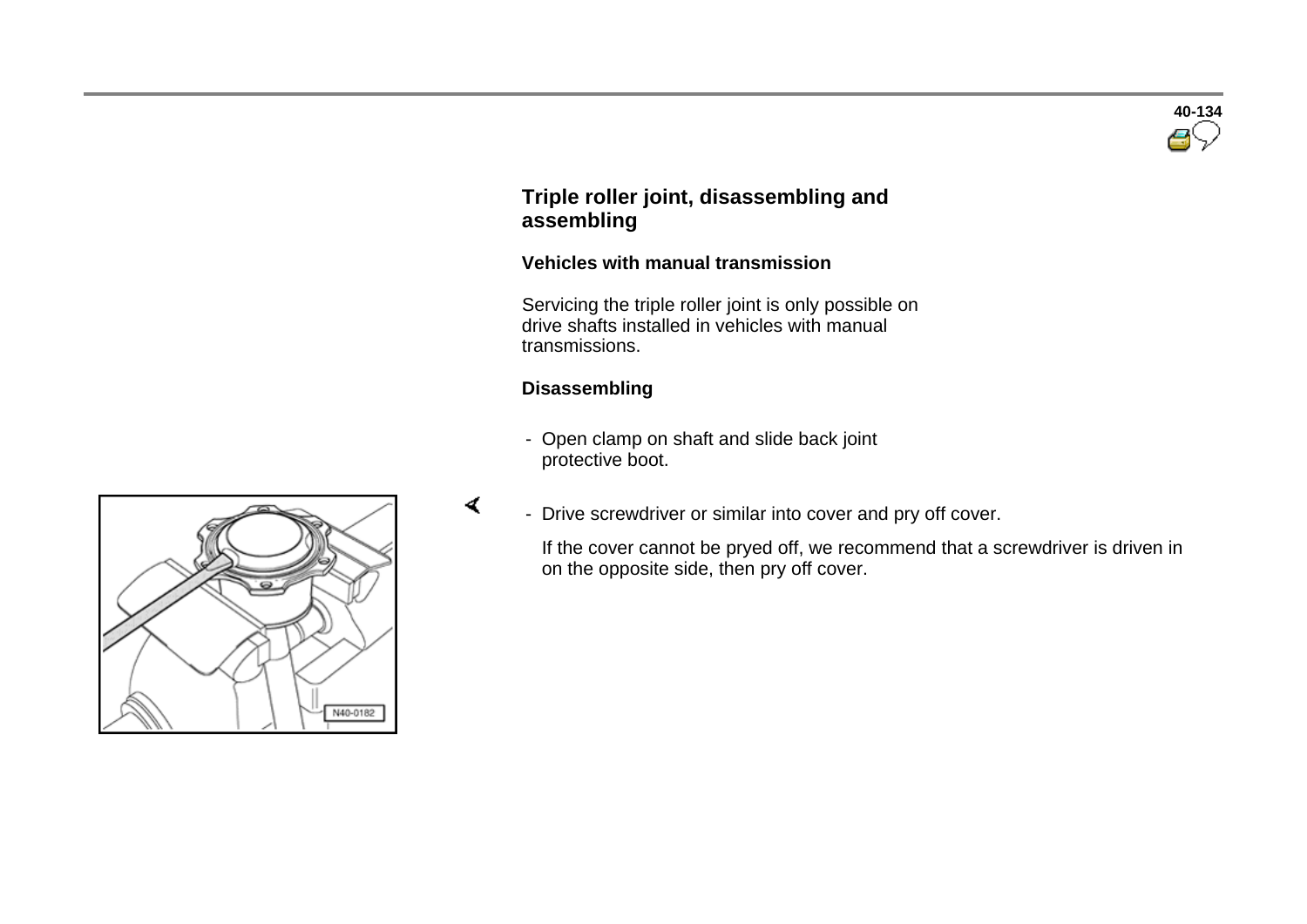## Triple roller joint, disassembling and assembling

### Vehicles with manual transmission

Servicing the triple roller joint is only possible on drive shafts installed in vehicles with manual transmissions.

### Disassembling

- Open clamp on shaft and slide back joint protective boot.

- Drive screwdriver or similar into cover and pry off cover.

  If the cover cannot be pryed off, we recommend that a screwdriver is driven in on the opposite side, then pry off cover.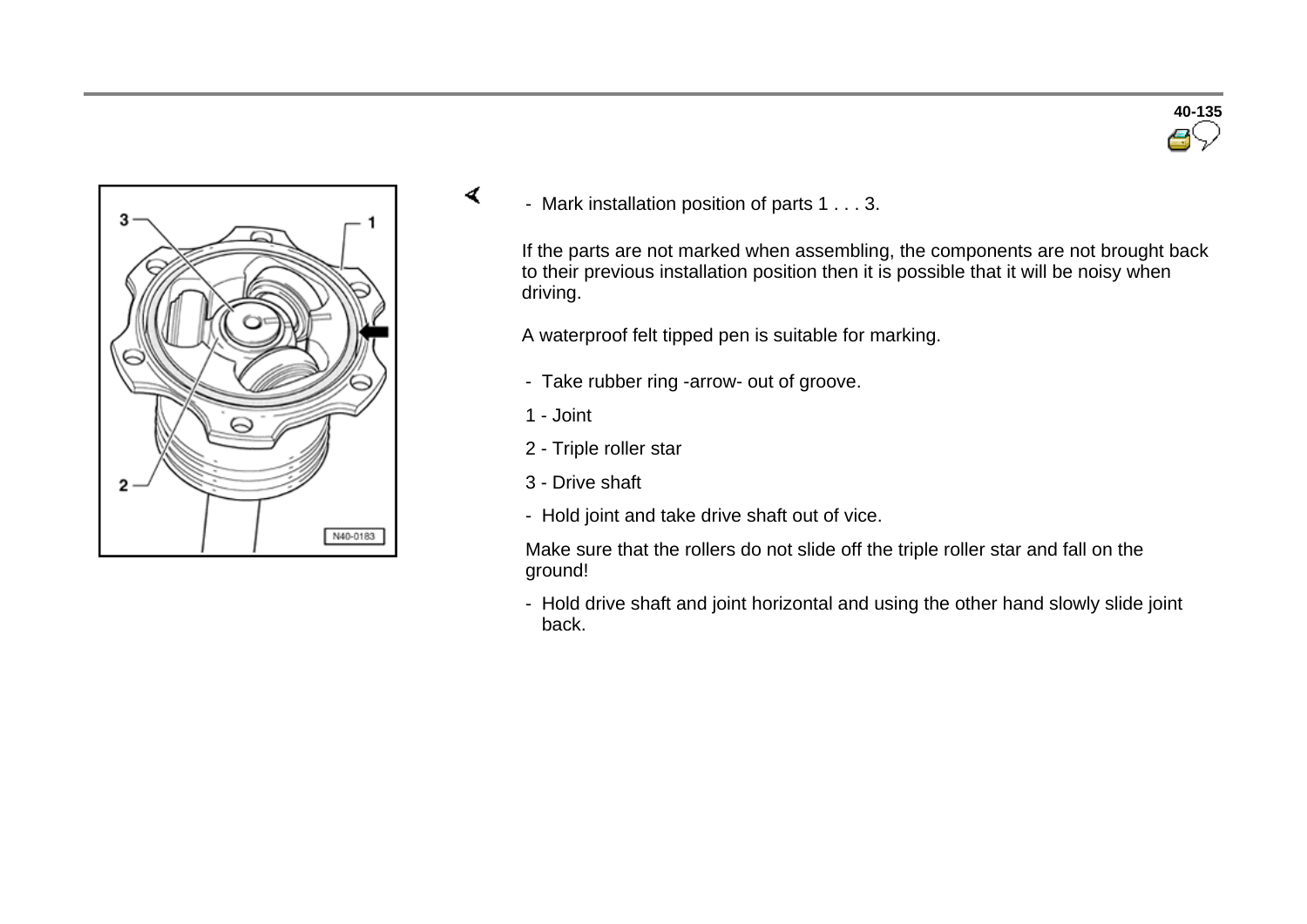- Mark installation position of parts 1 . . . 3.

If the parts are not marked when assembling, the components are not brought back to their previous installation position then it is possible that it will be noisy when driving.

A waterproof felt tipped pen is suitable for marking.

- Take rubber ring -arrow- out of groove.

1 - Joint

2 - Triple roller star

3 - Drive shaft

- Hold joint and take drive shaft out of vice.

Make sure that the rollers do not slide off the triple roller star and fall on the ground!

- Hold drive shaft and joint horizontal and using the other hand slowly slide joint back.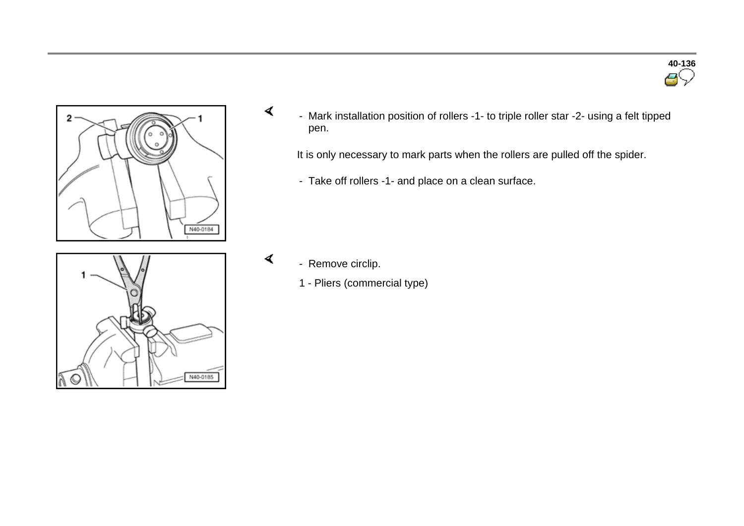- Mark installation position of rollers -1- to triple roller star -2- using a felt tipped pen.

It is only necessary to mark parts when the rollers are pulled off the spider.

- Take off rollers -1- and place on a clean surface.

- Remove circlip.

1 - Pliers (commercial type)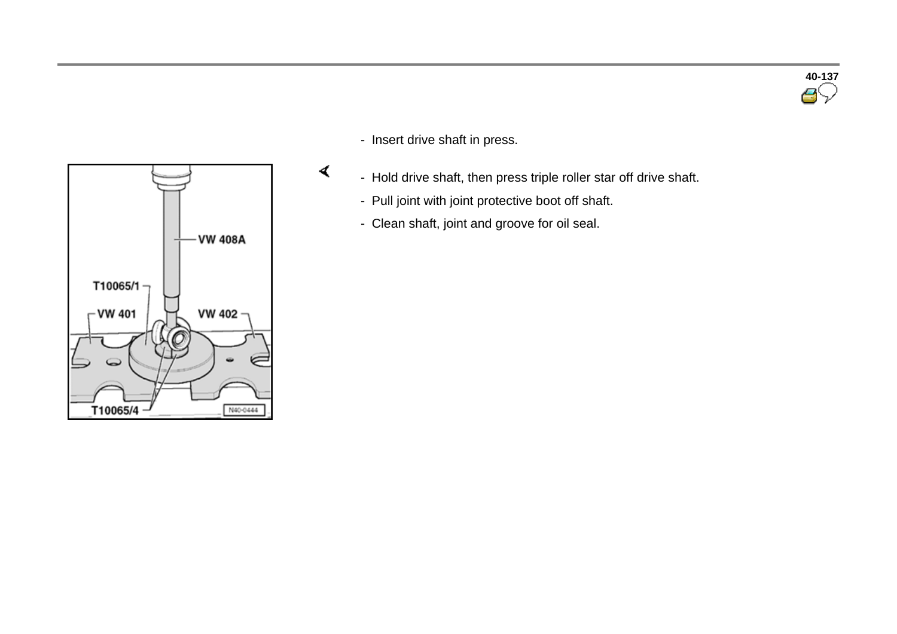- Insert drive shaft in press.

- Hold drive shaft, then press triple roller star off drive shaft.
- Pull joint with joint protective boot off shaft.
- Clean shaft, joint and groove for oil seal.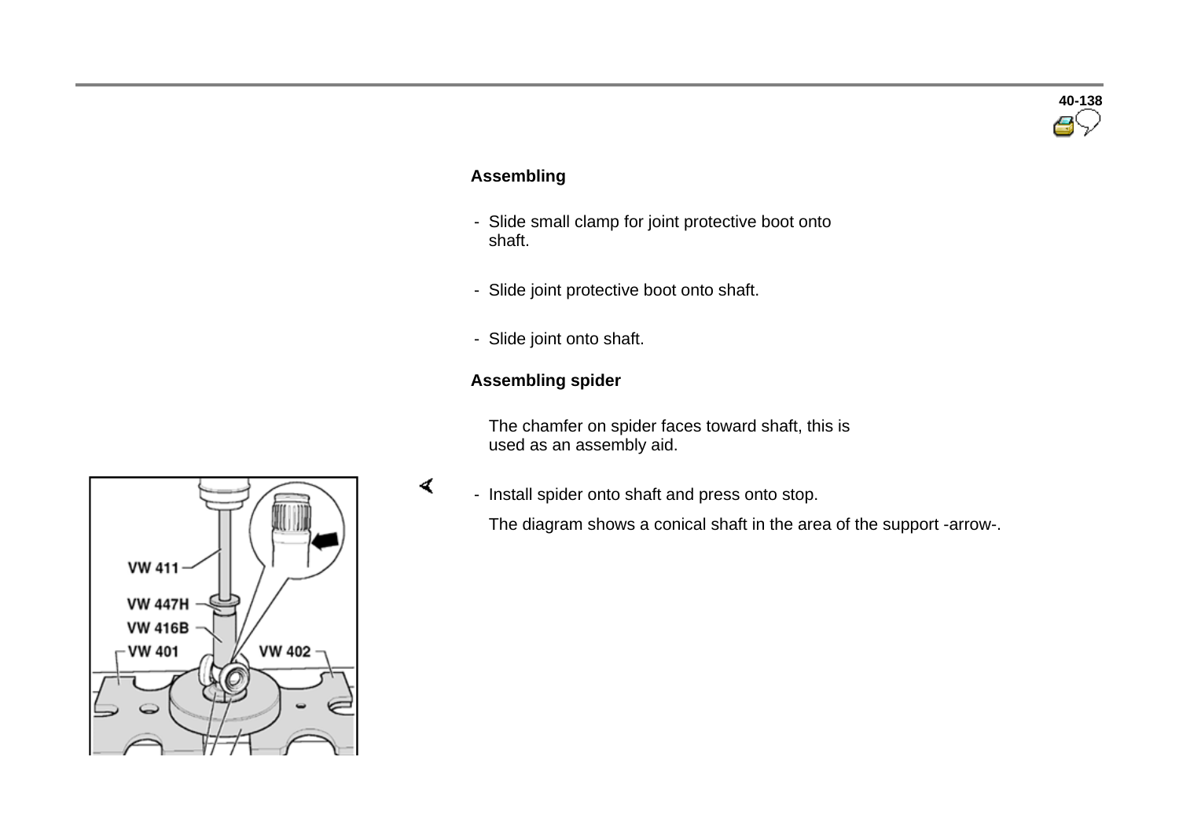### Assembling

- Slide small clamp for joint protective boot onto shaft.
- Slide joint protective boot onto shaft.
- Slide joint onto shaft.

### Assembling spider

The chamfer on spider faces toward shaft, this is used as an assembly aid.

- Install spider onto shaft and press onto stop.

The diagram shows a conical shaft in the area of the support -arrow-.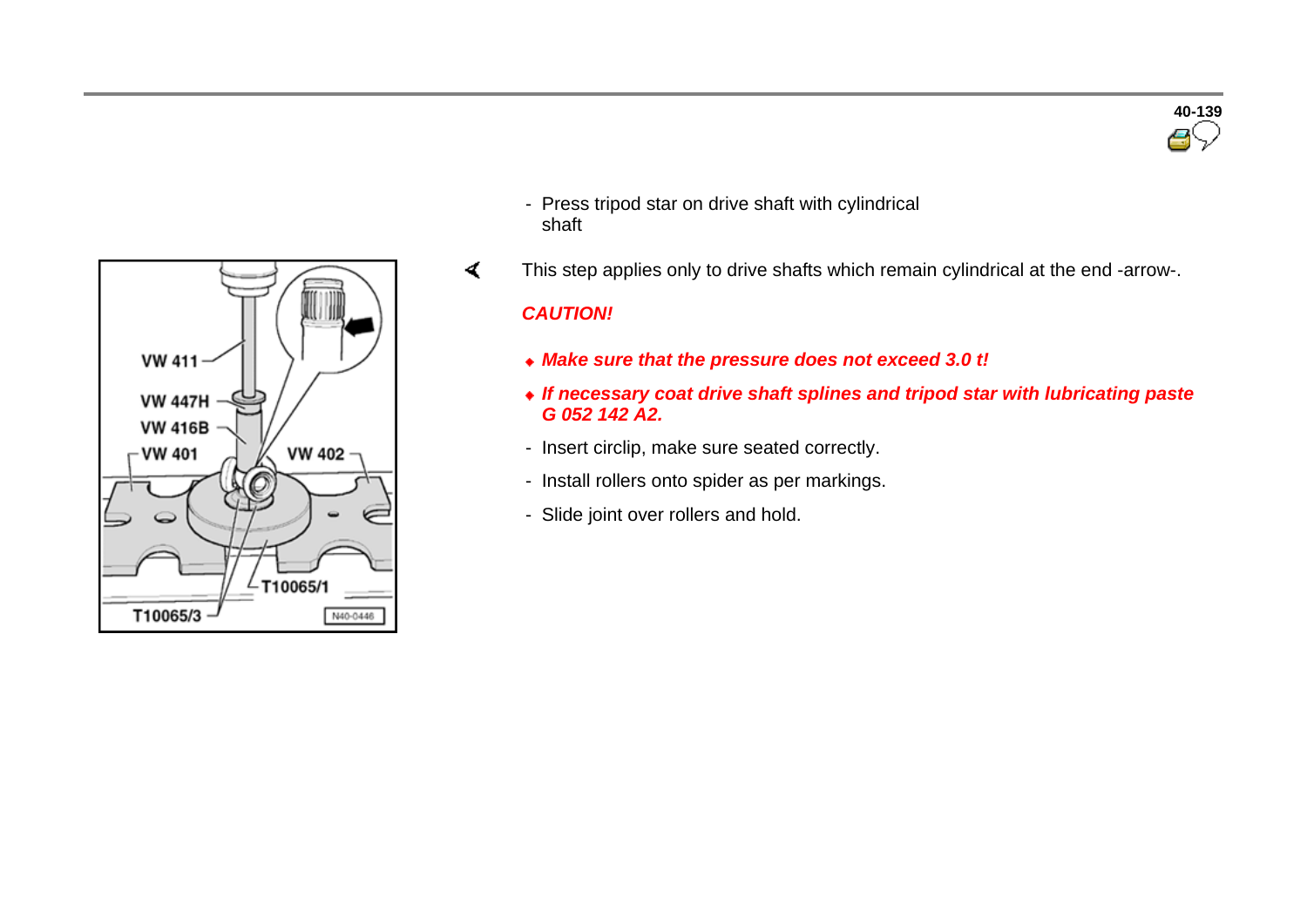- Press tripod star on drive shaft with cylindrical shaft

This step applies only to drive shafts which remain cylindrical at the end -arrow-.

***CAUTION!***

- ***Make sure that the pressure does not exceed 3.0 t!***
- ***If necessary coat drive shaft splines and tripod star with lubricating paste G 052 142 A2.***

- Insert circlip, make sure seated correctly.
- Install rollers onto spider as per markings.
- Slide joint over rollers and hold.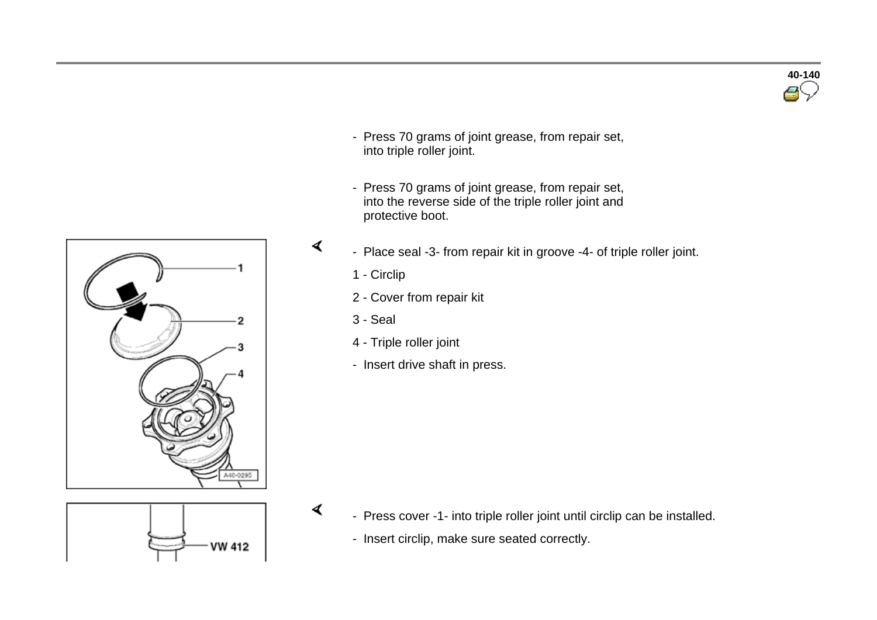- Press 70 grams of joint grease, from repair set, into triple roller joint.

- Press 70 grams of joint grease, from repair set, into the reverse side of the triple roller joint and protective boot.

- Place seal -3- from repair kit in groove -4- of triple roller joint.

1 - Circlip

2 - Cover from repair kit

3 - Seal

4 - Triple roller joint

- Insert drive shaft in press.

- Press cover -1- into triple roller joint until circlip can be installed.
- Insert circlip, make sure seated correctly.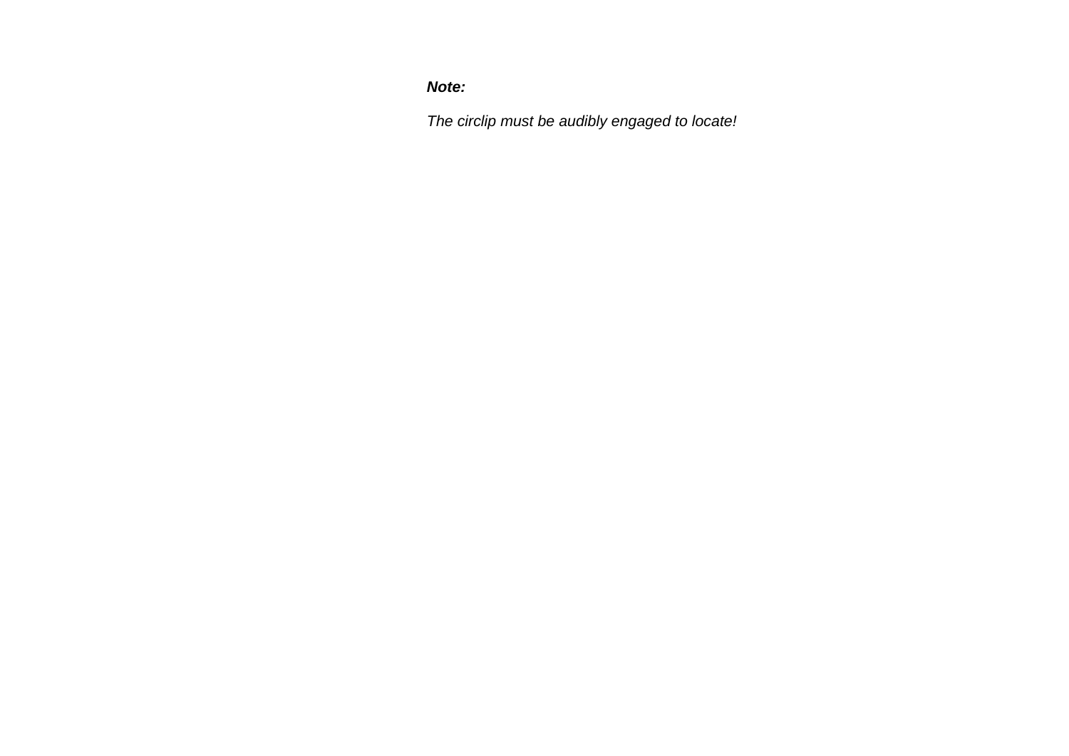***Note:***

*The circlip must be audibly engaged to locate!*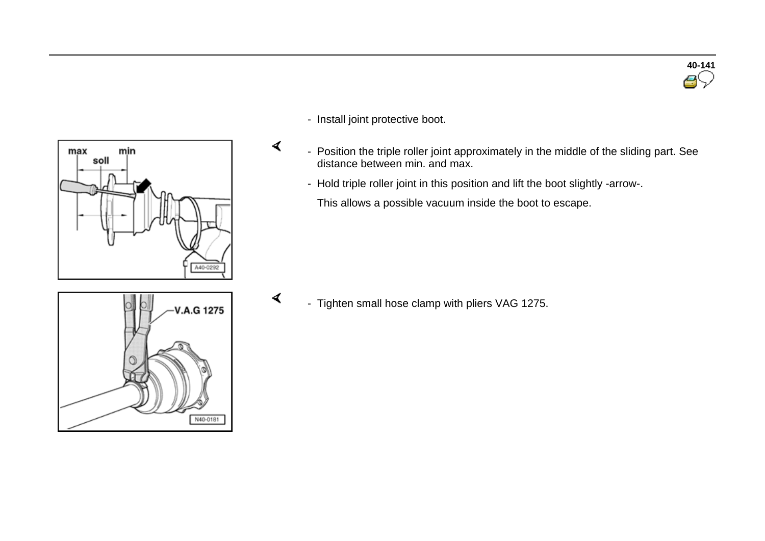- Install joint protective boot.

- Position the triple roller joint approximately in the middle of the sliding part. See distance between min. and max.
- Hold triple roller joint in this position and lift the boot slightly -arrow-.

  This allows a possible vacuum inside the boot to escape.

- Tighten small hose clamp with pliers VAG 1275.